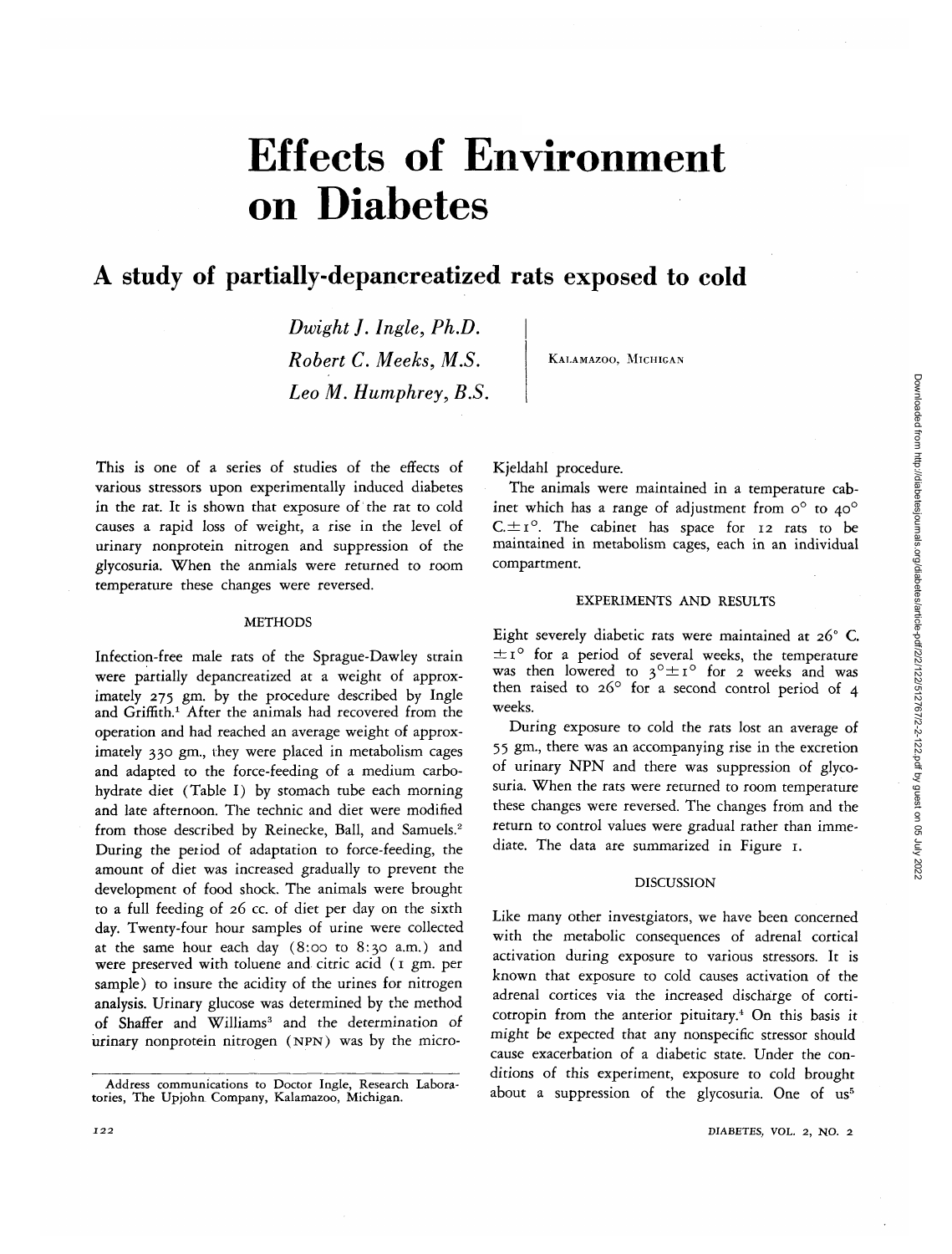# Effects of Environment on Diabetes

## A study of partially-depancreatized rats exposed to cold

*Dwight J. Ingle, Ph.D.*
*Robert C. Meeks, M.S.*
*Leo M. Humphrey, B.S.*

KALAMAZOO, MICHIGAN

This is one of a series of studies of the effects of various stressors upon experimentally induced diabetes in the rat. It is shown that exposure of the rat to cold causes a rapid loss of weight, a rise in the level of urinary nonprotein nitrogen and suppression of the glycosuria. When the anmials were returned to room temperature these changes were reversed.

### METHODS

Infection-free male rats of the Sprague-Dawley strain were partially depancreatized at a weight of approximately 275 gm. by the procedure described by Ingle and Griffith.[1] After the animals had recovered from the operation and had reached an average weight of approximately 330 gm., they were placed in metabolism cages and adapted to the force-feeding of a medium carbohydrate diet (Table I) by stomach tube each morning and late afternoon. The technic and diet were modified from those described by Reinecke, Ball, and Samuels.[2] During the period of adaptation to force-feeding, the amount of diet was increased gradually to prevent the development of food shock. The animals were brought to a full feeding of 26 cc. of diet per day on the sixth day. Twenty-four hour samples of urine were collected at the same hour each day (8:00 to 8:30 a.m.) and were preserved with toluene and citric acid (1 gm. per sample) to insure the acidity of the urines for nitrogen analysis. Urinary glucose was determined by the method of Shaffer and Williams[3] and the determination of urinary nonprotein nitrogen (NPN) was by the micro-Kjeldahl procedure.

The animals were maintained in a temperature cabinet which has a range of adjustment from 0° to 40° C. ± 1°. The cabinet has space for 12 rats to be maintained in metabolism cages, each in an individual compartment.

### EXPERIMENTS AND RESULTS

Eight severely diabetic rats were maintained at 26° C. ± 1° for a period of several weeks, the temperature was then lowered to 3° ± 1° for 2 weeks and was then raised to 26° for a second control period of 4 weeks.

During exposure to cold the rats lost an average of 55 gm., there was an accompanying rise in the excretion of urinary NPN and there was suppression of glycosuria. When the rats were returned to room temperature these changes were reversed. The changes from and the return to control values were gradual rather than immediate. The data are summarized in Figure 1.

### DISCUSSION

Like many other investgiators, we have been concerned with the metabolic consequences of adrenal cortical activation during exposure to various stressors. It is known that exposure to cold causes activation of the adrenal cortices via the increased discharge of corticotropin from the anterior pituitary.[4] On this basis it might be expected that any nonspecific stressor should cause exacerbation of a diabetic state. Under the conditions of this experiment, exposure to cold brought about a suppression of the glycosuria. One of us[5]

---

Address communications to Doctor Ingle, Research Laboratories, The Upjohn Company, Kalamazoo, Michigan.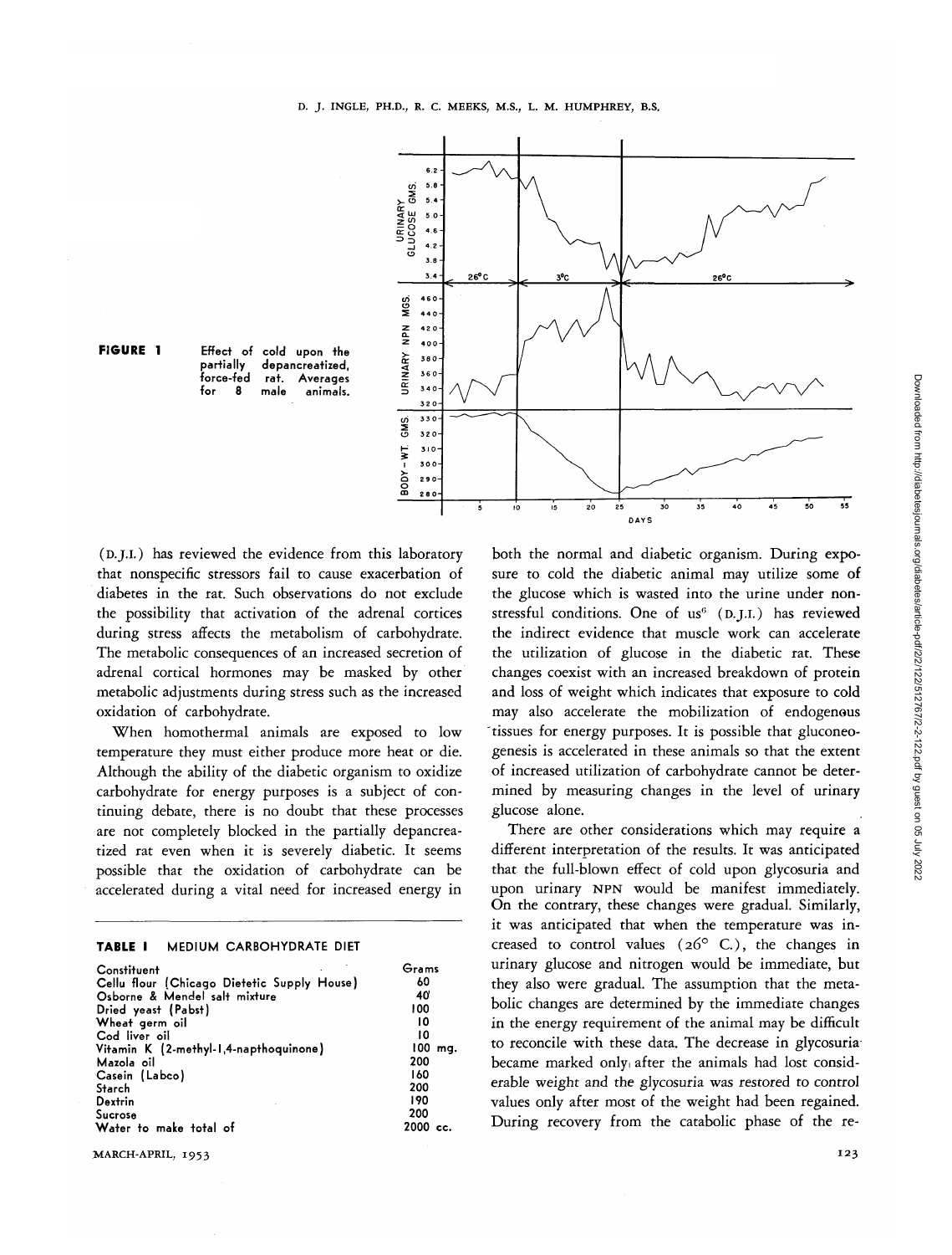**FIGURE 1** Effect of cold upon the partially depancreatized, force-fed rat. Averages for 8 male animals.

(D.J.I.) has reviewed the evidence from this laboratory that nonspecific stressors fail to cause exacerbation of diabetes in the rat. Such observations do not exclude the possibility that activation of the adrenal cortices during stress affects the metabolism of carbohydrate. The metabolic consequences of an increased secretion of adrenal cortical hormones may be masked by other metabolic adjustments during stress such as the increased oxidation of carbohydrate.

When homothermal animals are exposed to low temperature they must either produce more heat or die. Although the ability of the diabetic organism to oxidize carbohydrate for energy purposes is a subject of continuing debate, there is no doubt that these processes are not completely blocked in the partially depancreatized rat even when it is severely diabetic. It seems possible that the oxidation of carbohydrate can be accelerated during a vital need for increased energy in both the normal and diabetic organism. During exposure to cold the diabetic animal may utilize some of the glucose which is wasted into the urine under nonstressful conditions. One of us[6] (D.J.I.) has reviewed the indirect evidence that muscle work can accelerate the utilization of glucose in the diabetic rat. These changes coexist with an increased breakdown of protein and loss of weight which indicates that exposure to cold may also accelerate the mobilization of endogenous tissues for energy purposes. It is possible that gluconeogenesis is accelerated in these animals so that the extent of increased utilization of carbohydrate cannot be determined by measuring changes in the level of urinary glucose alone.

There are other considerations which may require a different interpretation of the results. It was anticipated that the full-blown effect of cold upon glycosuria and upon urinary NPN would be manifest immediately. On the contrary, these changes were gradual. Similarly, it was anticipated that when the temperature was increased to control values (26° C.), the changes in urinary glucose and nitrogen would be immediate, but they also were gradual. The assumption that the metabolic changes are determined by the immediate changes in the energy requirement of the animal may be difficult to reconcile with these data. The decrease in glycosuria became marked only after the animals had lost considerable weight and the glycosuria was restored to control values only after most of the weight had been regained. During recovery from the catabolic phase of the re-

**TABLE I** MEDIUM CARBOHYDRATE DIET

| Constituent | Grams |
|---|---|
| Cellu flour (Chicago Dietetic Supply House) | 60 |
| Osborne & Mendel salt mixture | 40 |
| Dried yeast (Pabst) | 100 |
| Wheat germ oil | 10 |
| Cod liver oil | 10 |
| Vitamin K (2-methyl-1,4-napthoquinone) | 100 mg. |
| Mazola oil | 200 |
| Casein (Labco) | 160 |
| Starch | 200 |
| Dextrin | 190 |
| Sucrose | 200 |
| Water to make total of | 2000 cc. |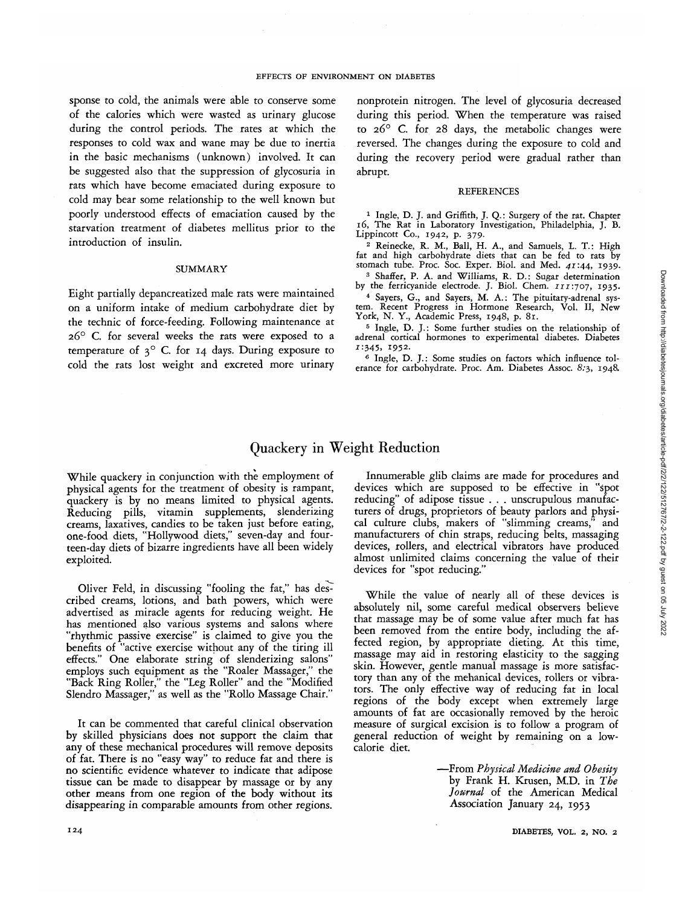sponse to cold, the animals were able to conserve some of the calories which were wasted as urinary glucose during the control periods. The rates at which the responses to cold wax and wane may be due to inertia in the basic mechanisms (unknown) involved. It can be suggested also that the suppression of glycosuria in rats which have become emaciated during exposure to cold may bear some relationship to the well known but poorly understood effects of emaciation caused by the starvation treatment of diabetes mellitus prior to the introduction of insulin.

## SUMMARY

Eight partially depancreatized male rats were maintained on a uniform intake of medium carbohydrate diet by the technic of force-feeding. Following maintenance at 26° C. for several weeks the rats were exposed to a temperature of 3° C. for 14 days. During exposure to cold the rats lost weight and excreted more urinary nonprotein nitrogen. The level of glycosuria decreased during this period. When the temperature was raised to 26° C. for 28 days, the metabolic changes were reversed. The changes during the exposure to cold and during the recovery period were gradual rather than abrupt.

## REFERENCES

[1] Ingle, D. J. and Griffith, J. Q.: Surgery of the rat. Chapter 16, The Rat in Laboratory Investigation, Philadelphia, J. B. Lippincott Co., 1942, p. 379.

[2] Reinecke, R. M., Ball, H. A., and Samuels, L. T.: High fat and high carbohydrate diets that can be fed to rats by stomach tube. Proc. Soc. Exper. Biol. and Med. *41*:44, 1939.

[3] Shaffer, P. A. and Williams, R. D.: Sugar determination by the ferricyanide electrode. J. Biol. Chem. *111*:707, 1935.

[4] Sayers, G., and Sayers, M. A.: The pituitary-adrenal system. Recent Progress in Hormone Research, Vol. II, New York, N. Y., Academic Press, 1948, p. 81.

[5] Ingle, D. J.: Some further studies on the relationship of adrenal cortical hormones to experimental diabetes. Diabetes *1*:345, 1952.

[6] Ingle, D. J.: Some studies on factors which influence tolerance for carbohydrate. Proc. Am. Diabetes Assoc. *8*:3, 1948.

# Quackery in Weight Reduction

While quackery in conjunction with the employment of physical agents for the treatment of obesity is rampant, quackery is by no means limited to physical agents. Reducing pills, vitamin supplements, slenderizing creams, laxatives, candies to be taken just before eating, one-food diets, "Hollywood diets," seven-day and fourteen-day diets of bizarre ingredients have all been widely exploited.

Oliver Feld, in discussing "fooling the fat," has described creams, lotions, and bath powers, which were advertised as miracle agents for reducing weight. He has mentioned also various systems and salons where "rhythmic passive exercise" is claimed to give you the benefits of "active exercise without any of the tiring ill effects." One elaborate string of slenderizing salons" employs such equipment as the "Roaler Massager," the "Back Ring Roller," the "Leg Roller" and the "Modified Slendro Massager," as well as the "Rollo Massage Chair."

It can be commented that careful clinical observation by skilled physicians does not support the claim that any of these mechanical procedures will remove deposits of fat. There is no "easy way" to reduce fat and there is no scientific evidence whatever to indicate that adipose tissue can be made to disappear by massage or by any other means from one region of the body without its disappearing in comparable amounts from other regions.

Innumerable glib claims are made for procedures and devices which are supposed to be effective in "spot reducing" of adipose tissue . . . unscrupulous manufacturers of drugs, proprietors of beauty parlors and physical culture clubs, makers of "slimming creams," and manufacturers of chin straps, reducing belts, massaging devices, rollers, and electrical vibrators have produced almost unlimited claims concerning the value of their devices for "spot reducing."

While the value of nearly all of these devices is absolutely nil, some careful medical observers believe that massage may be of some value after much fat has been removed from the entire body, including the affected region, by appropriate dieting. At this time, massage may aid in restoring elasticity to the sagging skin. However, gentle manual massage is more satisfactory than any of the mehanical devices, rollers or vibrators. The only effective way of reducing fat in local regions of the body except when extremely large amounts of fat are occasionally removed by the heroic measure of surgical excision is to follow a program of general reduction of weight by remaining on a low-calorie diet.

—From *Physical Medicine and Obesity* by Frank H. Krusen, M.D. in *The Journal* of the American Medical Association January 24, 1953